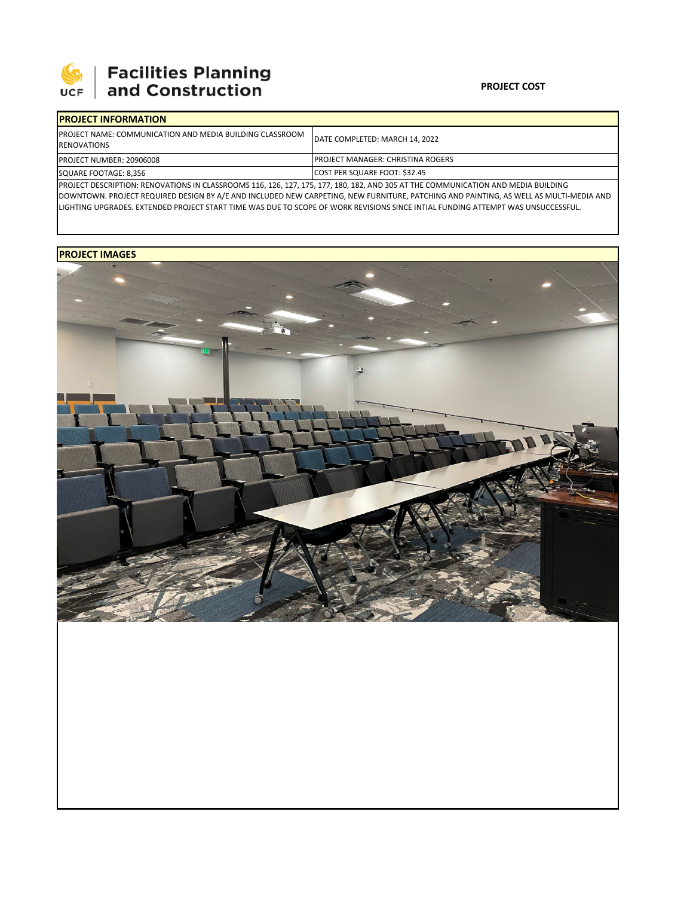Facilities Planning and Construction

**PROJECT COST**

## PROJECT INFORMATION

| PROJECT NAME: COMMUNICATION AND MEDIA BUILDING CLASSROOM RENOVATIONS | DATE COMPLETED: MARCH 14, 2022 |
|---|---|
| PROJECT NUMBER: 20906008 | PROJECT MANAGER: CHRISTINA ROGERS |
| SQUARE FOOTAGE: 8,356 | COST PER SQUARE FOOT: $32.45 |

PROJECT DESCRIPTION: RENOVATIONS IN CLASSROOMS 116, 126, 127, 175, 177, 180, 182, AND 305 AT THE COMMUNICATION AND MEDIA BUILDING DOWNTOWN. PROJECT REQUIRED DESIGN BY A/E AND INCLUDED NEW CARPETING, NEW FURNITURE, PATCHING AND PAINTING, AS WELL AS MULTI-MEDIA AND LIGHTING UPGRADES. EXTENDED PROJECT START TIME WAS DUE TO SCOPE OF WORK REVISIONS SINCE INTIAL FUNDING ATTEMPT WAS UNSUCCESSFUL.

## PROJECT IMAGES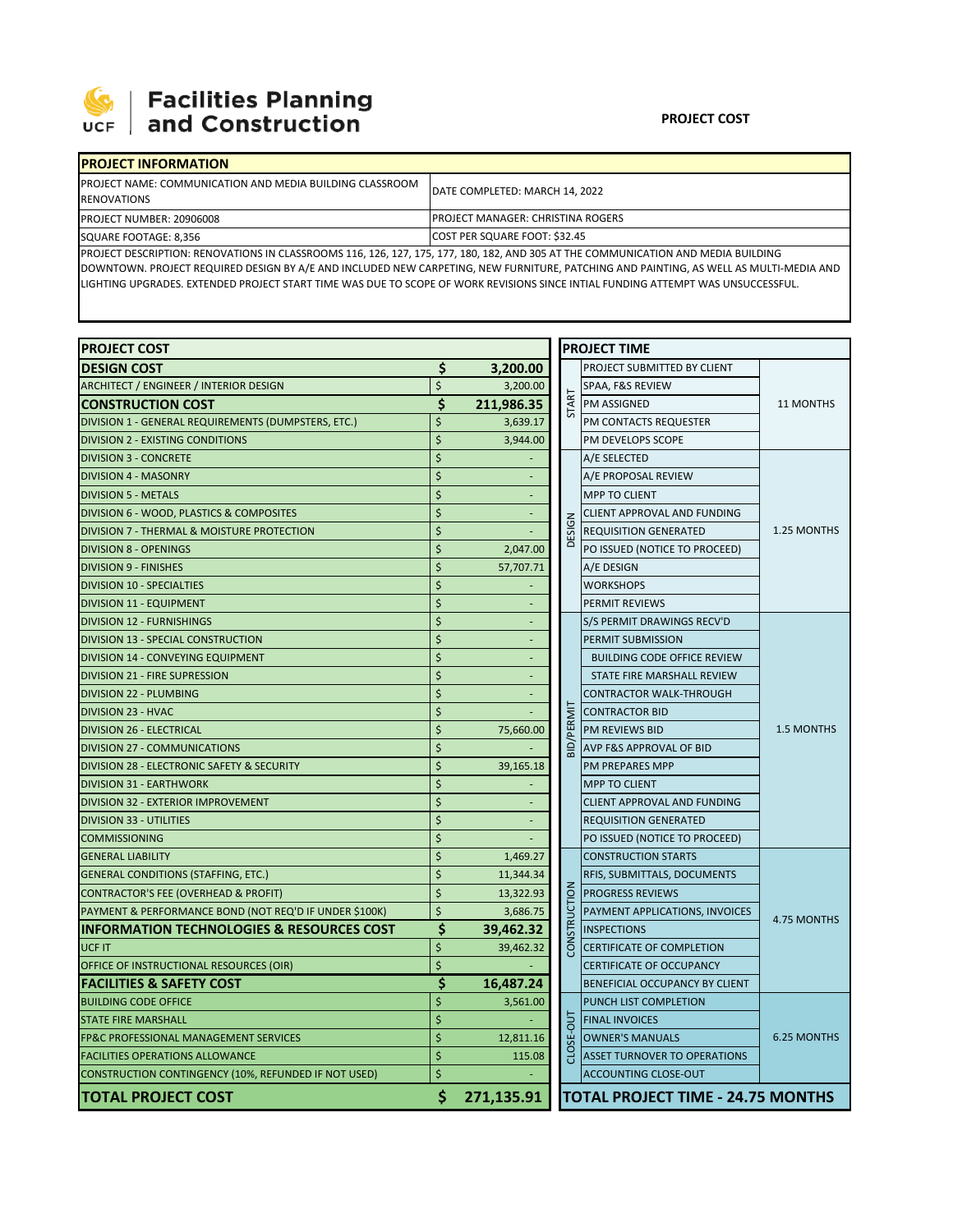**Facilities Planning and Construction** (UCF)

**PROJECT COST**

| PROJECT INFORMATION | |
|---|---|
| PROJECT NAME: COMMUNICATION AND MEDIA BUILDING CLASSROOM RENOVATIONS | DATE COMPLETED: MARCH 14, 2022 |
| PROJECT NUMBER: 20906008 | PROJECT MANAGER: CHRISTINA ROGERS |
| SQUARE FOOTAGE: 8,356 | COST PER SQUARE FOOT: $32.45 |

PROJECT DESCRIPTION: RENOVATIONS IN CLASSROOMS 116, 126, 127, 175, 177, 180, 182, AND 305 AT THE COMMUNICATION AND MEDIA BUILDING DOWNTOWN. PROJECT REQUIRED DESIGN BY A/E AND INCLUDED NEW CARPETING, NEW FURNITURE, PATCHING AND PAINTING, AS WELL AS MULTI-MEDIA AND LIGHTING UPGRADES. EXTENDED PROJECT START TIME WAS DUE TO SCOPE OF WORK REVISIONS SINCE INTIAL FUNDING ATTEMPT WAS UNSUCCESSFUL.

| PROJECT COST | |
|---|---|
| **DESIGN COST** | **$ 3,200.00** |
| ARCHITECT / ENGINEER / INTERIOR DESIGN | $ 3,200.00 |
| **CONSTRUCTION COST** | **$ 211,986.35** |
| DIVISION 1 - GENERAL REQUIREMENTS (DUMPSTERS, ETC.) | $ 3,639.17 |
| DIVISION 2 - EXISTING CONDITIONS | $ 3,944.00 |
| DIVISION 3 - CONCRETE | $ - |
| DIVISION 4 - MASONRY | $ - |
| DIVISION 5 - METALS | $ - |
| DIVISION 6 - WOOD, PLASTICS & COMPOSITES | $ - |
| DIVISION 7 - THERMAL & MOISTURE PROTECTION | $ - |
| DIVISION 8 - OPENINGS | $ 2,047.00 |
| DIVISION 9 - FINISHES | $ 57,707.71 |
| DIVISION 10 - SPECIALTIES | $ - |
| DIVISION 11 - EQUIPMENT | $ - |
| DIVISION 12 - FURNISHINGS | $ - |
| DIVISION 13 - SPECIAL CONSTRUCTION | $ - |
| DIVISION 14 - CONVEYING EQUIPMENT | $ - |
| DIVISION 21 - FIRE SUPRESSION | $ - |
| DIVISION 22 - PLUMBING | $ - |
| DIVISION 23 - HVAC | $ - |
| DIVISION 26 - ELECTRICAL | $ 75,660.00 |
| DIVISION 27 - COMMUNICATIONS | $ - |
| DIVISION 28 - ELECTRONIC SAFETY & SECURITY | $ 39,165.18 |
| DIVISION 31 - EARTHWORK | $ - |
| DIVISION 32 - EXTERIOR IMPROVEMENT | $ - |
| DIVISION 33 - UTILITIES | $ - |
| COMMISSIONING | $ - |
| GENERAL LIABILITY | $ 1,469.27 |
| GENERAL CONDITIONS (STAFFING, ETC.) | $ 11,344.34 |
| CONTRACTOR'S FEE (OVERHEAD & PROFIT) | $ 13,322.93 |
| PAYMENT & PERFORMANCE BOND (NOT REQ'D IF UNDER $100K) | $ 3,686.75 |
| **INFORMATION TECHNOLOGIES & RESOURCES COST** | **$ 39,462.32** |
| UCF IT | $ 39,462.32 |
| OFFICE OF INSTRUCTIONAL RESOURCES (OIR) | $ - |
| **FACILITIES & SAFETY COST** | **$ 16,487.24** |
| BUILDING CODE OFFICE | $ 3,561.00 |
| STATE FIRE MARSHALL | $ - |
| FP&C PROFESSIONAL MANAGEMENT SERVICES | $ 12,811.16 |
| FACILITIES OPERATIONS ALLOWANCE | $ 115.08 |
| CONSTRUCTION CONTINGENCY (10%, REFUNDED IF NOT USED) | $ - |
| **TOTAL PROJECT COST** | **$ 271,135.91** |

| PROJECT TIME | | |
|---|---|---|
| START | PROJECT SUBMITTED BY CLIENT<br>SPAA, F&S REVIEW<br>PM ASSIGNED<br>PM CONTACTS REQUESTER<br>PM DEVELOPS SCOPE | 11 MONTHS |
| DESIGN | A/E SELECTED<br>A/E PROPOSAL REVIEW<br>MPP TO CLIENT<br>CLIENT APPROVAL AND FUNDING<br>REQUISITION GENERATED<br>PO ISSUED (NOTICE TO PROCEED)<br>A/E DESIGN<br>WORKSHOPS<br>PERMIT REVIEWS | 1.25 MONTHS |
| BID/PERMIT | S/S PERMIT DRAWINGS RECV'D<br>PERMIT SUBMISSION<br>BUILDING CODE OFFICE REVIEW<br>STATE FIRE MARSHALL REVIEW<br>CONTRACTOR WALK-THROUGH<br>CONTRACTOR BID<br>PM REVIEWS BID<br>AVP F&S APPROVAL OF BID<br>PM PREPARES MPP<br>MPP TO CLIENT<br>CLIENT APPROVAL AND FUNDING<br>REQUISITION GENERATED<br>PO ISSUED (NOTICE TO PROCEED) | 1.5 MONTHS |
| CONSTRUCTION | CONSTRUCTION STARTS<br>RFIS, SUBMITTALS, DOCUMENTS<br>PROGRESS REVIEWS<br>PAYMENT APPLICATIONS, INVOICES<br>INSPECTIONS<br>CERTIFICATE OF COMPLETION<br>CERTIFICATE OF OCCUPANCY<br>BENEFICIAL OCCUPANCY BY CLIENT | 4.75 MONTHS |
| CLOSE-OUT | PUNCH LIST COMPLETION<br>FINAL INVOICES<br>OWNER'S MANUALS<br>ASSET TURNOVER TO OPERATIONS<br>ACCOUNTING CLOSE-OUT | 6.25 MONTHS |
| **TOTAL PROJECT TIME - 24.75 MONTHS** | | |